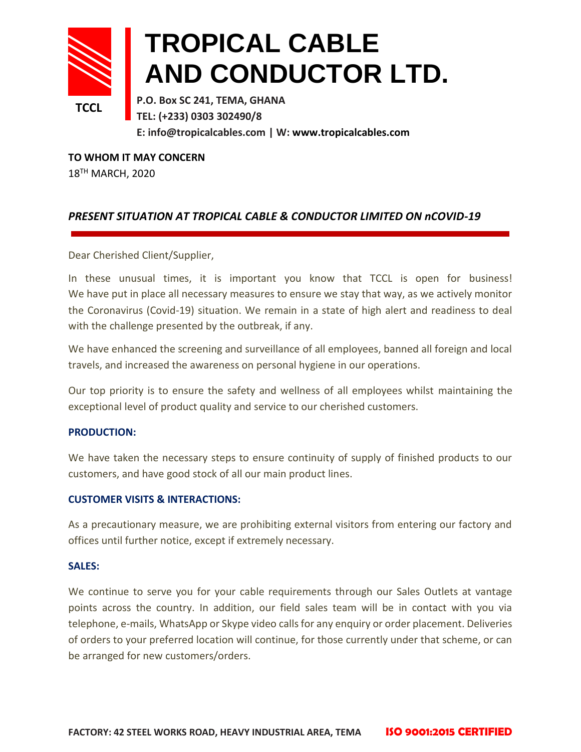# TROPICAL CABLE AND CONDUCTOR LTD.

TCCL

**P.O. Box SC 241, TEMA, GHANA**
**TEL: (+233) 0303 302490/8**
**E: info@tropicalcables.com | W: www.tropicalcables.com**

**TO WHOM IT MAY CONCERN**
18TH MARCH, 2020

***PRESENT SITUATION AT TROPICAL CABLE & CONDUCTOR LIMITED ON nCOVID-19***

Dear Cherished Client/Supplier,

In these unusual times, it is important you know that TCCL is open for business! We have put in place all necessary measures to ensure we stay that way, as we actively monitor the Coronavirus (Covid-19) situation. We remain in a state of high alert and readiness to deal with the challenge presented by the outbreak, if any.

We have enhanced the screening and surveillance of all employees, banned all foreign and local travels, and increased the awareness on personal hygiene in our operations.

Our top priority is to ensure the safety and wellness of all employees whilst maintaining the exceptional level of product quality and service to our cherished customers.

**PRODUCTION:**

We have taken the necessary steps to ensure continuity of supply of finished products to our customers, and have good stock of all our main product lines.

**CUSTOMER VISITS & INTERACTIONS:**

As a precautionary measure, we are prohibiting external visitors from entering our factory and offices until further notice, except if extremely necessary.

**SALES:**

We continue to serve you for your cable requirements through our Sales Outlets at vantage points across the country. In addition, our field sales team will be in contact with you via telephone, e-mails, WhatsApp or Skype video calls for any enquiry or order placement. Deliveries of orders to your preferred location will continue, for those currently under that scheme, or can be arranged for new customers/orders.

**FACTORY: 42 STEEL WORKS ROAD, HEAVY INDUSTRIAL AREA, TEMA** **ISO 9001:2015 CERTIFIED**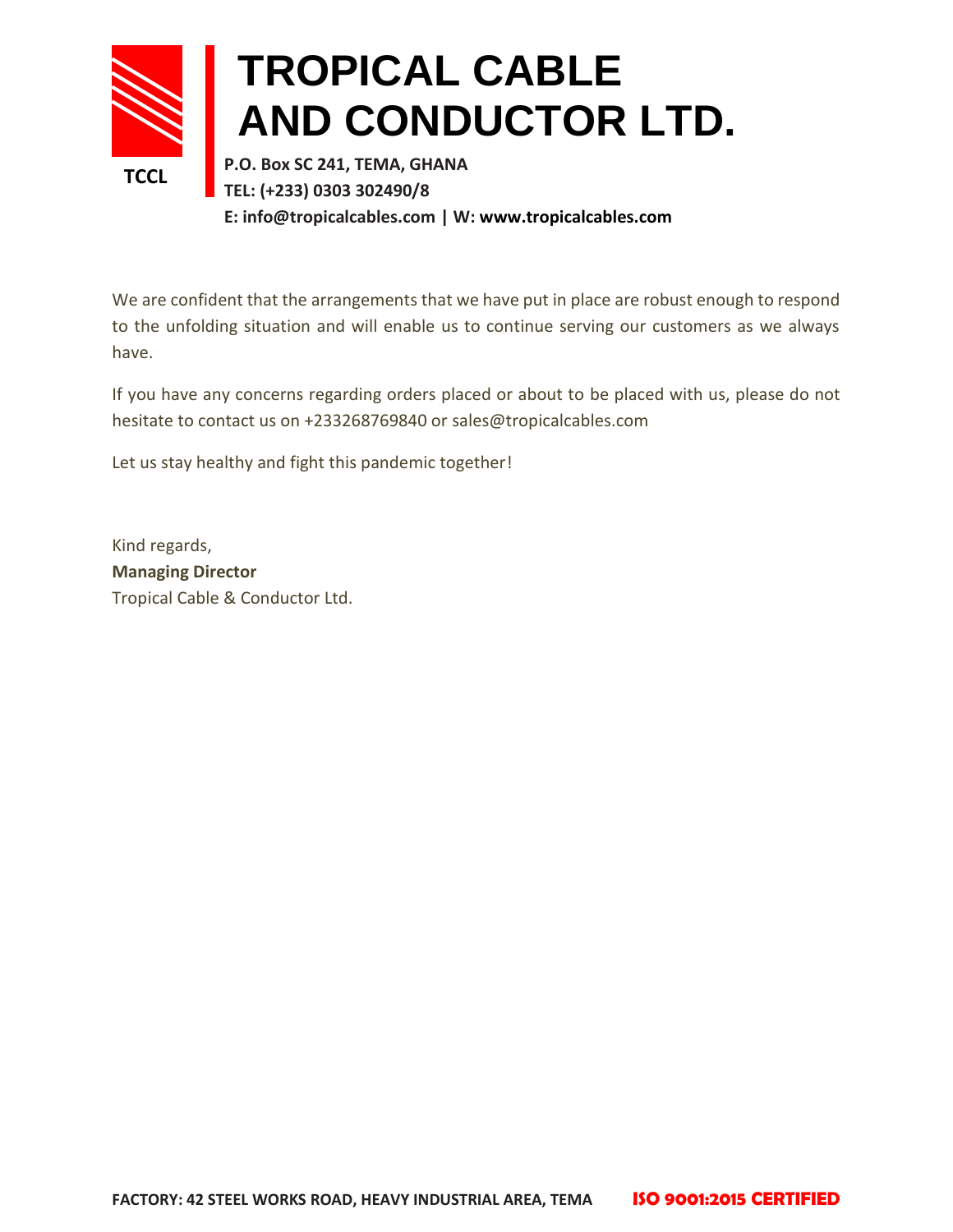# TROPICAL CABLE AND CONDUCTOR LTD.

TCCL

**P.O. Box SC 241, TEMA, GHANA**
**TEL: (+233) 0303 302490/8**
**E: info@tropicalcables.com | W: www.tropicalcables.com**

We are confident that the arrangements that we have put in place are robust enough to respond to the unfolding situation and will enable us to continue serving our customers as we always have.

If you have any concerns regarding orders placed or about to be placed with us, please do not hesitate to contact us on +233268769840 or sales@tropicalcables.com

Let us stay healthy and fight this pandemic together!

Kind regards,
**Managing Director**
Tropical Cable & Conductor Ltd.

**FACTORY: 42 STEEL WORKS ROAD, HEAVY INDUSTRIAL AREA, TEMA** **ISO 9001:2015 CERTIFIED**